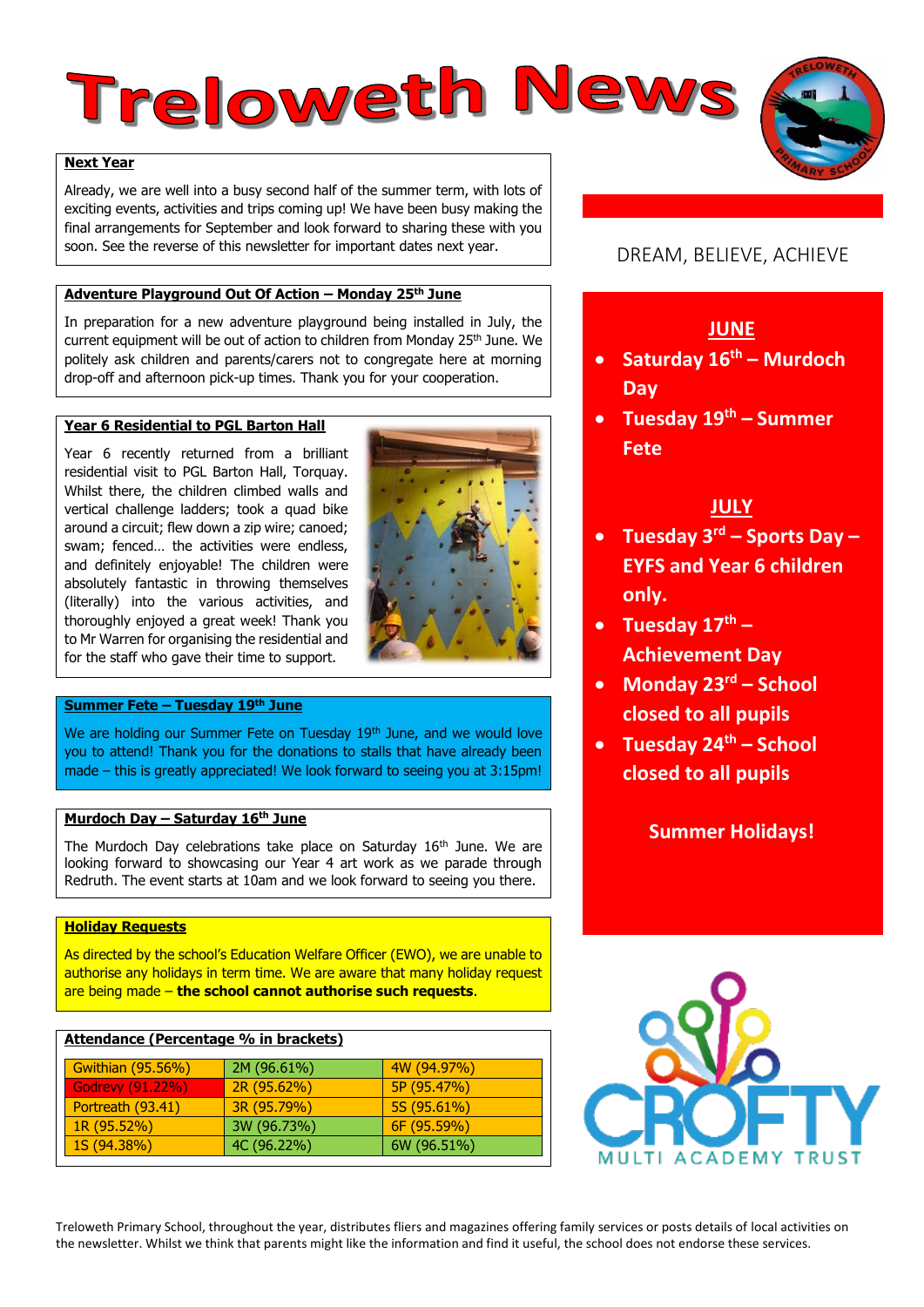# Treloweth News

DREAM, BELIEVE, ACHIEVE

## Next Year

Already, we are well into a busy second half of the summer term, with lots of exciting events, activities and trips coming up! We have been busy making the final arrangements for September and look forward to sharing these with you soon. See the reverse of this newsletter for important dates next year.

## Adventure Playground Out Of Action – Monday 25th June

In preparation for a new adventure playground being installed in July, the current equipment will be out of action to children from Monday 25th June. We politely ask children and parents/carers not to congregate here at morning drop-off and afternoon pick-up times. Thank you for your cooperation.

## Year 6 Residential to PGL Barton Hall

Year 6 recently returned from a brilliant residential visit to PGL Barton Hall, Torquay. Whilst there, the children climbed walls and vertical challenge ladders; took a quad bike around a circuit; flew down a zip wire; canoed; swam; fenced… the activities were endless, and definitely enjoyable! The children were absolutely fantastic in throwing themselves (literally) into the various activities, and thoroughly enjoyed a great week! Thank you to Mr Warren for organising the residential and for the staff who gave their time to support.

## Summer Fete – Tuesday 19th June

We are holding our Summer Fete on Tuesday 19th June, and we would love you to attend! Thank you for the donations to stalls that have already been made – this is greatly appreciated! We look forward to seeing you at 3:15pm!

## Murdoch Day – Saturday 16th June

The Murdoch Day celebrations take place on Saturday 16th June. We are looking forward to showcasing our Year 4 art work as we parade through Redruth. The event starts at 10am and we look forward to seeing you there.

## Holiday Requests

As directed by the school's Education Welfare Officer (EWO), we are unable to authorise any holidays in term time. We are aware that many holiday request are being made – **the school cannot authorise such requests**.

## Attendance (Percentage % in brackets)

| | | |
|---|---|---|
| Gwithian (95.56%) | 2M (96.61%) | 4W (94.97%) |
| Godrevy (91.22%) | 2R (95.62%) | 5P (95.47%) |
| Portreath (93.41) | 3R (95.79%) | 5S (95.61%) |
| 1R (95.52%) | 3W (96.73%) | 6F (95.59%) |
| 1S (94.38%) | 4C (96.22%) | 6W (96.51%) |

## JUNE

- **Saturday 16th – Murdoch Day**
- **Tuesday 19th – Summer Fete**

## JULY

- **Tuesday 3rd – Sports Day – EYFS and Year 6 children only.**
- **Tuesday 17th – Achievement Day**
- **Monday 23rd – School closed to all pupils**
- **Tuesday 24th – School closed to all pupils**

**Summer Holidays!**

CROFTY MULTI ACADEMY TRUST

Treloweth Primary School, throughout the year, distributes fliers and magazines offering family services or posts details of local activities on the newsletter. Whilst we think that parents might like the information and find it useful, the school does not endorse these services.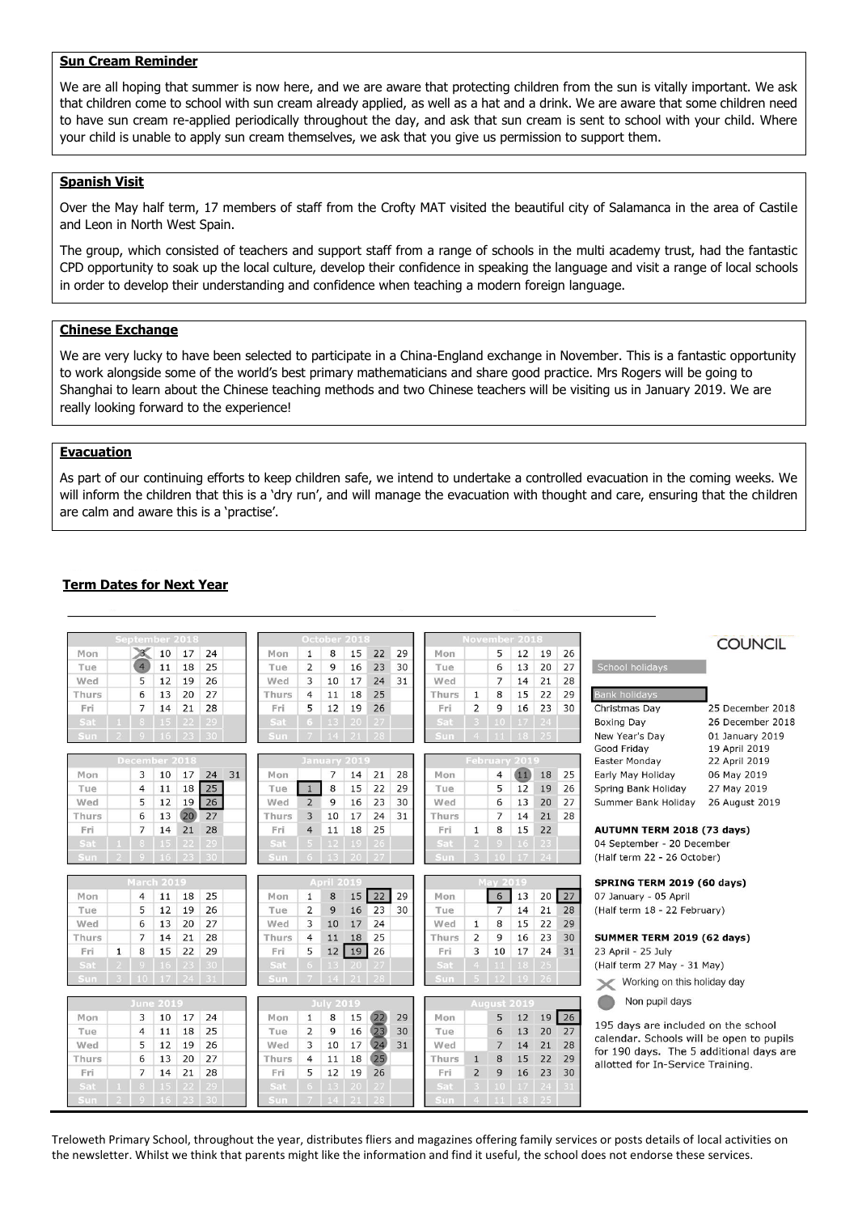#### Sun Cream Reminder

We are all hoping that summer is now here, and we are aware that protecting children from the sun is vitally important. We ask that children come to school with sun cream already applied, as well as a hat and a drink. We are aware that some children need to have sun cream re-applied periodically throughout the day, and ask that sun cream is sent to school with your child. Where your child is unable to apply sun cream themselves, we ask that you give us permission to support them.

#### Spanish Visit

Over the May half term, 17 members of staff from the Crofty MAT visited the beautiful city of Salamanca in the area of Castile and Leon in North West Spain.

The group, which consisted of teachers and support staff from a range of schools in the multi academy trust, had the fantastic CPD opportunity to soak up the local culture, develop their confidence in speaking the language and visit a range of local schools in order to develop their understanding and confidence when teaching a modern foreign language.

#### Chinese Exchange

We are very lucky to have been selected to participate in a China-England exchange in November. This is a fantastic opportunity to work alongside some of the world's best primary mathematicians and share good practice. Mrs Rogers will be going to Shanghai to learn about the Chinese teaching methods and two Chinese teachers will be visiting us in January 2019. We are really looking forward to the experience!

#### Evacuation

As part of our continuing efforts to keep children safe, we intend to undertake a controlled evacuation in the coming weeks. We will inform the children that this is a 'dry run', and will manage the evacuation with thought and care, ensuring that the children are calm and aware this is a 'practise'.

#### Term Dates for Next Year

COUNCIL

| September 2018 | | | | | |
|---|---|---|---|---|---|
| Mon | | 3 | 10 | 17 | 24 |
| Tue | | 4 | 11 | 18 | 25 |
| Wed | | 5 | 12 | 19 | 26 |
| Thurs | | 6 | 13 | 20 | 27 |
| Fri | | 7 | 14 | 21 | 28 |
| Sat | 1 | 8 | 15 | 22 | 29 |
| Sun | 2 | 9 | 16 | 23 | 30 |

| October 2018 | | | | | |
|---|---|---|---|---|---|
| Mon | 1 | 8 | 15 | 22 | 29 |
| Tue | 2 | 9 | 16 | 23 | 30 |
| Wed | 3 | 10 | 17 | 24 | 31 |
| Thurs | 4 | 11 | 18 | 25 | |
| Fri | 5 | 12 | 19 | 26 | |
| Sat | 6 | 13 | 20 | 27 | |
| Sun | 7 | 14 | 21 | 28 | |

| November 2018 | | | | | |
|---|---|---|---|---|---|
| Mon | | 5 | 12 | 19 | 26 |
| Tue | | 6 | 13 | 20 | 27 |
| Wed | | 7 | 14 | 21 | 28 |
| Thurs | 1 | 8 | 15 | 22 | 29 |
| Fri | 2 | 9 | 16 | 23 | 30 |
| Sat | 3 | 10 | 17 | 24 | |
| Sun | 4 | 11 | 18 | 25 | |

| December 2018 | | | | | | |
|---|---|---|---|---|---|---|
| Mon | | 3 | 10 | 17 | 24 | 31 |
| Tue | | 4 | 11 | 18 | 25 | |
| Wed | | 5 | 12 | 19 | 26 | |
| Thurs | | 6 | 13 | 20 | 27 | |
| Fri | | 7 | 14 | 21 | 28 | |
| Sat | 1 | 8 | 15 | 22 | 29 | |
| Sun | 2 | 9 | 16 | 23 | 30 | |

| January 2019 | | | | | |
|---|---|---|---|---|---|
| Mon | | 7 | 14 | 21 | 28 |
| Tue | 1 | 8 | 15 | 22 | 29 |
| Wed | 2 | 9 | 16 | 23 | 30 |
| Thurs | 3 | 10 | 17 | 24 | 31 |
| Fri | 4 | 11 | 18 | 25 | |
| Sat | 5 | 12 | 19 | 26 | |
| Sun | 6 | 13 | 20 | 27 | |

| February 2019 | | | | | |
|---|---|---|---|---|---|
| Mon | | 4 | 11 | 18 | 25 |
| Tue | | 5 | 12 | 19 | 26 |
| Wed | | 6 | 13 | 20 | 27 |
| Thurs | | 7 | 14 | 21 | 28 |
| Fri | 1 | 8 | 15 | 22 | |
| Sat | 2 | 9 | 16 | 23 | |
| Sun | 3 | 10 | 17 | 24 | |

| March 2019 | | | | | |
|---|---|---|---|---|---|
| Mon | | 4 | 11 | 18 | 25 |
| Tue | | 5 | 12 | 19 | 26 |
| Wed | | 6 | 13 | 20 | 27 |
| Thurs | | 7 | 14 | 21 | 28 |
| Fri | 1 | 8 | 15 | 22 | 29 |
| Sat | 2 | 9 | 16 | 23 | 30 |
| Sun | 3 | 10 | 17 | 24 | 31 |

| April 2019 | | | | | |
|---|---|---|---|---|---|
| Mon | 1 | 8 | 15 | 22 | 29 |
| Tue | 2 | 9 | 16 | 23 | 30 |
| Wed | 3 | 10 | 17 | 24 | |
| Thurs | 4 | 11 | 18 | 25 | |
| Fri | 5 | 12 | 19 | 26 | |
| Sat | 6 | 13 | 20 | 27 | |
| Sun | 7 | 14 | 21 | 28 | |

| May 2019 | | | | | |
|---|---|---|---|---|---|
| Mon | | 6 | 13 | 20 | 27 |
| Tue | | 7 | 14 | 21 | 28 |
| Wed | 1 | 8 | 15 | 22 | 29 |
| Thurs | 2 | 9 | 16 | 23 | 30 |
| Fri | 3 | 10 | 17 | 24 | 31 |
| Sat | 4 | 11 | 18 | 25 | |
| Sun | 5 | 12 | 19 | 26 | |

| June 2019 | | | | | |
|---|---|---|---|---|---|
| Mon | | 3 | 10 | 17 | 24 |
| Tue | | 4 | 11 | 18 | 25 |
| Wed | | 5 | 12 | 19 | 26 |
| Thurs | | 6 | 13 | 20 | 27 |
| Fri | | 7 | 14 | 21 | 28 |
| Sat | 1 | 8 | 15 | 22 | 29 |
| Sun | 2 | 9 | 16 | 23 | 30 |

| July 2019 | | | | | |
|---|---|---|---|---|---|
| Mon | 1 | 8 | 15 | 22 | 29 |
| Tue | 2 | 9 | 16 | 23 | 30 |
| Wed | 3 | 10 | 17 | 24 | 31 |
| Thurs | 4 | 11 | 18 | 25 | |
| Fri | 5 | 12 | 19 | 26 | |
| Sat | 6 | 13 | 20 | 27 | |
| Sun | 7 | 14 | 21 | 28 | |

| August 2019 | | | | | |
|---|---|---|---|---|---|
| Mon | | 5 | 12 | 19 | 26 |
| Tue | | 6 | 13 | 20 | 27 |
| Wed | | 7 | 14 | 21 | 28 |
| Thurs | 1 | 8 | 15 | 22 | 29 |
| Fri | 2 | 9 | 16 | 23 | 30 |
| Sat | 3 | 10 | 17 | 24 | 31 |
| Sun | 4 | 11 | 18 | 25 | |

School holidays

Bank holidays

| | |
|---|---|
| Christmas Day | 25 December 2018 |
| Boxing Day | 26 December 2018 |
| New Year's Day | 01 January 2019 |
| Good Friday | 19 April 2019 |
| Easter Monday | 22 April 2019 |
| Early May Holiday | 06 May 2019 |
| Spring Bank Holiday | 27 May 2019 |
| Summer Bank Holiday | 26 August 2019 |

**AUTUMN TERM 2018 (73 days)**
04 September - 20 December
(Half term 22 - 26 October)

**SPRING TERM 2019 (60 days)**
07 January - 05 April
(Half term 18 - 22 February)

**SUMMER TERM 2019 (62 days)**
23 April - 25 July
(Half term 27 May - 31 May)

Working on this holiday day

Non pupil days

195 days are included on the school calendar. Schools will be open to pupils for 190 days. The 5 additional days are allotted for In-Service Training.

Treloweth Primary School, throughout the year, distributes fliers and magazines offering family services or posts details of local activities on the newsletter. Whilst we think that parents might like the information and find it useful, the school does not endorse these services.